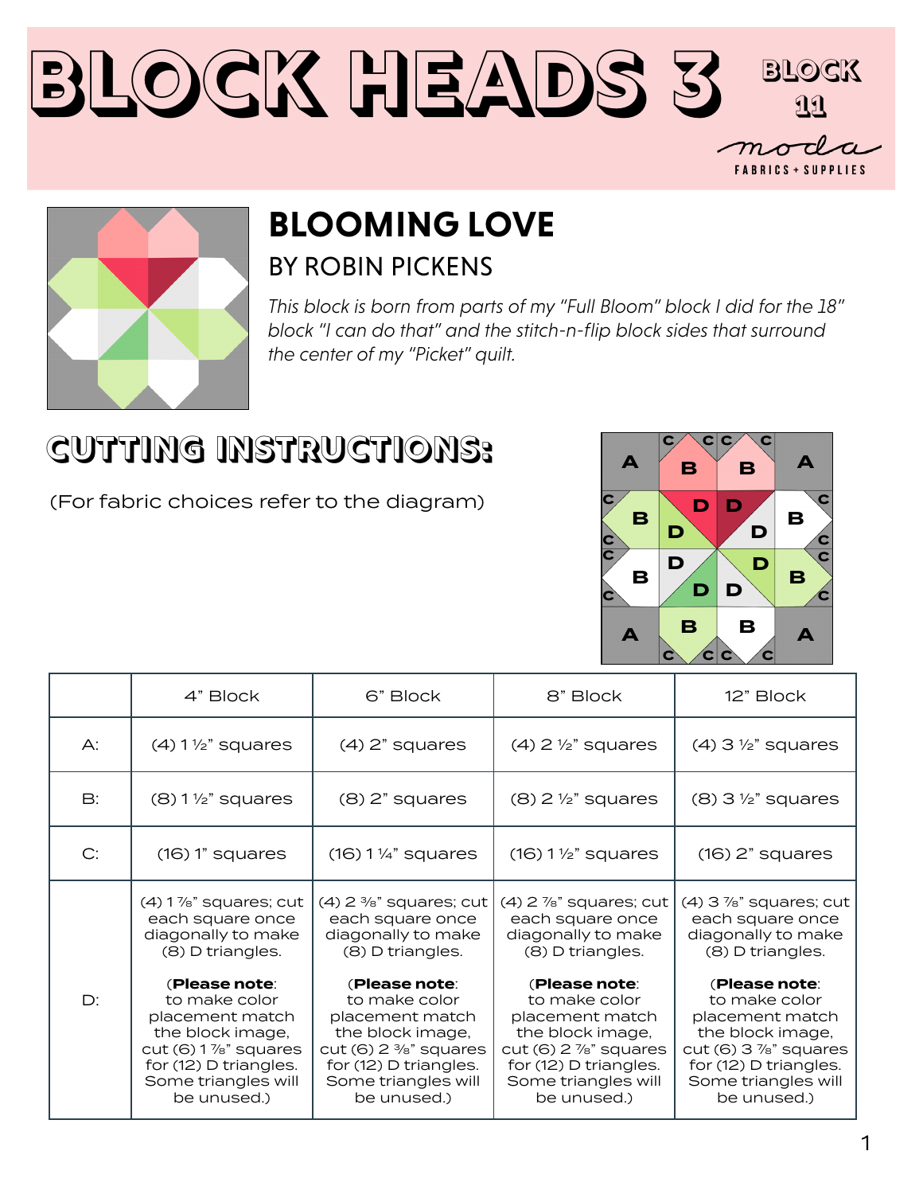# BLOCK HEADS 3

BLOCK 11

moda FABRICS + SUPPLIES

## BLOOMING LOVE

### BY ROBIN PICKENS

*This block is born from parts of my "Full Bloom" block I did for the 18" block "I can do that" and the stitch-n-flip block sides that surround the center of my "Picket" quilt.*

## CUTTING INSTRUCTIONS:

(For fabric choices refer to the diagram)

| | 4" Block | 6" Block | 8" Block | 12" Block |
|---|---|---|---|---|
| A: | (4) 1 ½" squares | (4) 2" squares | (4) 2 ½" squares | (4) 3 ½" squares |
| B: | (8) 1 ½" squares | (8) 2" squares | (8) 2 ½" squares | (8) 3 ½" squares |
| C: | (16) 1" squares | (16) 1 ¼" squares | (16) 1 ½" squares | (16) 2" squares |
| D: | (4) 1 ⅞" squares; cut each square once diagonally to make (8) D triangles. (**Please note**: to make color placement match the block image, cut (6) 1 ⅞" squares for (12) D triangles. Some triangles will be unused.) | (4) 2 ⅜" squares; cut each square once diagonally to make (8) D triangles. (**Please note**: to make color placement match the block image, cut (6) 2 ⅜" squares for (12) D triangles. Some triangles will be unused.) | (4) 2 ⅞" squares; cut each square once diagonally to make (8) D triangles. (**Please note**: to make color placement match the block image, cut (6) 2 ⅞" squares for (12) D triangles. Some triangles will be unused.) | (4) 3 ⅞" squares; cut each square once diagonally to make (8) D triangles. (**Please note**: to make color placement match the block image, cut (6) 3 ⅞" squares for (12) D triangles. Some triangles will be unused.) |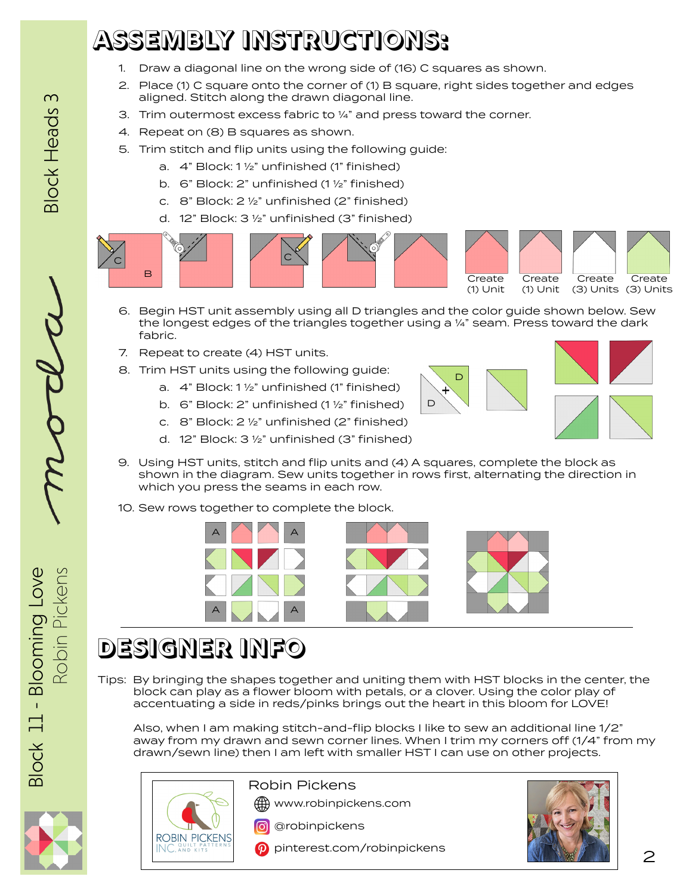# ASSEMBLY INSTRUCTIONS:

1. Draw a diagonal line on the wrong side of (16) C squares as shown.
2. Place (1) C square onto the corner of (1) B square, right sides together and edges aligned. Stitch along the drawn diagonal line.
3. Trim outermost excess fabric to ¼" and press toward the corner.
4. Repeat on (8) B squares as shown.
5. Trim stitch and flip units using the following guide:
   a. 4" Block: 1 ½" unfinished (1" finished)
   b. 6" Block: 2" unfinished (1 ½" finished)
   c. 8" Block: 2 ½" unfinished (2" finished)
   d. 12" Block: 3 ½" unfinished (3" finished)

C B C

Create (1) Unit | Create (1) Unit | Create (3) Units | Create (3) Units

6. Begin HST unit assembly using all D triangles and the color guide shown below. Sew the longest edges of the triangles together using a ¼" seam. Press toward the dark fabric.
7. Repeat to create (4) HST units.
8. Trim HST units using the following guide:
   a. 4" Block: 1 ½" unfinished (1" finished)
   b. 6" Block: 2" unfinished (1 ½" finished)
   c. 8" Block: 2 ½" unfinished (2" finished)
   d. 12" Block: 3 ½" unfinished (3" finished)

D + D

9. Using HST units, stitch and flip units and (4) A squares, complete the block as shown in the diagram. Sew units together in rows first, alternating the direction in which you press the seams in each row.
10. Sew rows together to complete the block.

A A A A

# DESIGNER INFO

Tips: By bringing the shapes together and uniting them with HST blocks in the center, the block can play as a flower bloom with petals, or a clover. Using the color play of accentuating a side in reds/pinks brings out the heart in this bloom for LOVE!

Also, when I am making stitch-and-flip blocks I like to sew an additional line 1/2" away from my drawn and sewn corner lines. When I trim my corners off (1/4" from my drawn/sewn line) then I am left with smaller HST I can use on other projects.

Robin Pickens

www.robinpickens.com

@robinpickens

pinterest.com/robinpickens